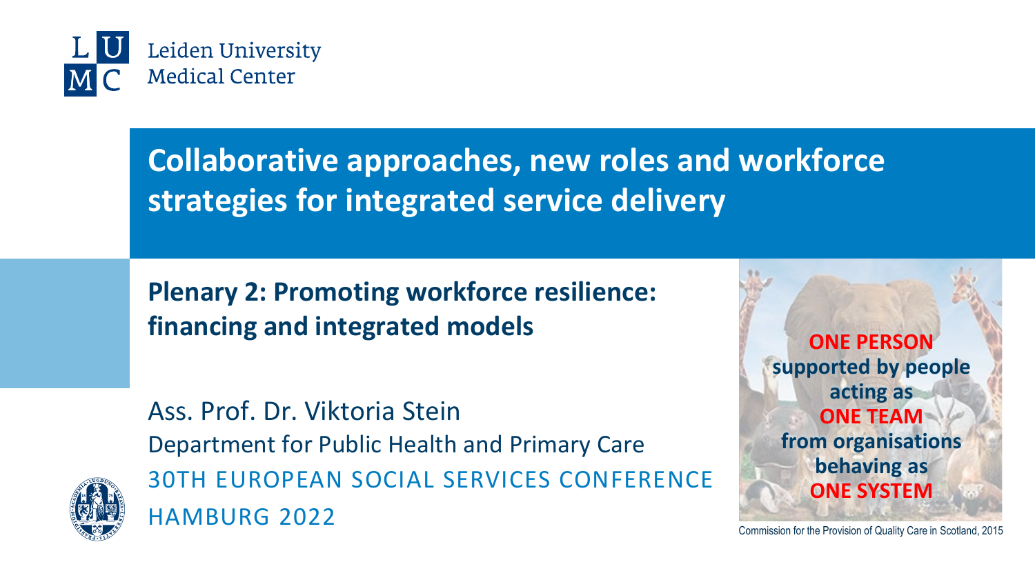Leiden University Medical Center

# Collaborative approaches, new roles and workforce strategies for integrated service delivery

## Plenary 2: Promoting workforce resilience: financing and integrated models

Ass. Prof. Dr. Viktoria Stein

Department for Public Health and Primary Care

30TH EUROPEAN SOCIAL SERVICES CONFERENCE

HAMBURG 2022

**ONE PERSON** supported by people acting as **ONE TEAM** from organisations behaving as **ONE SYSTEM**

Commission for the Provision of Quality Care in Scotland, 2015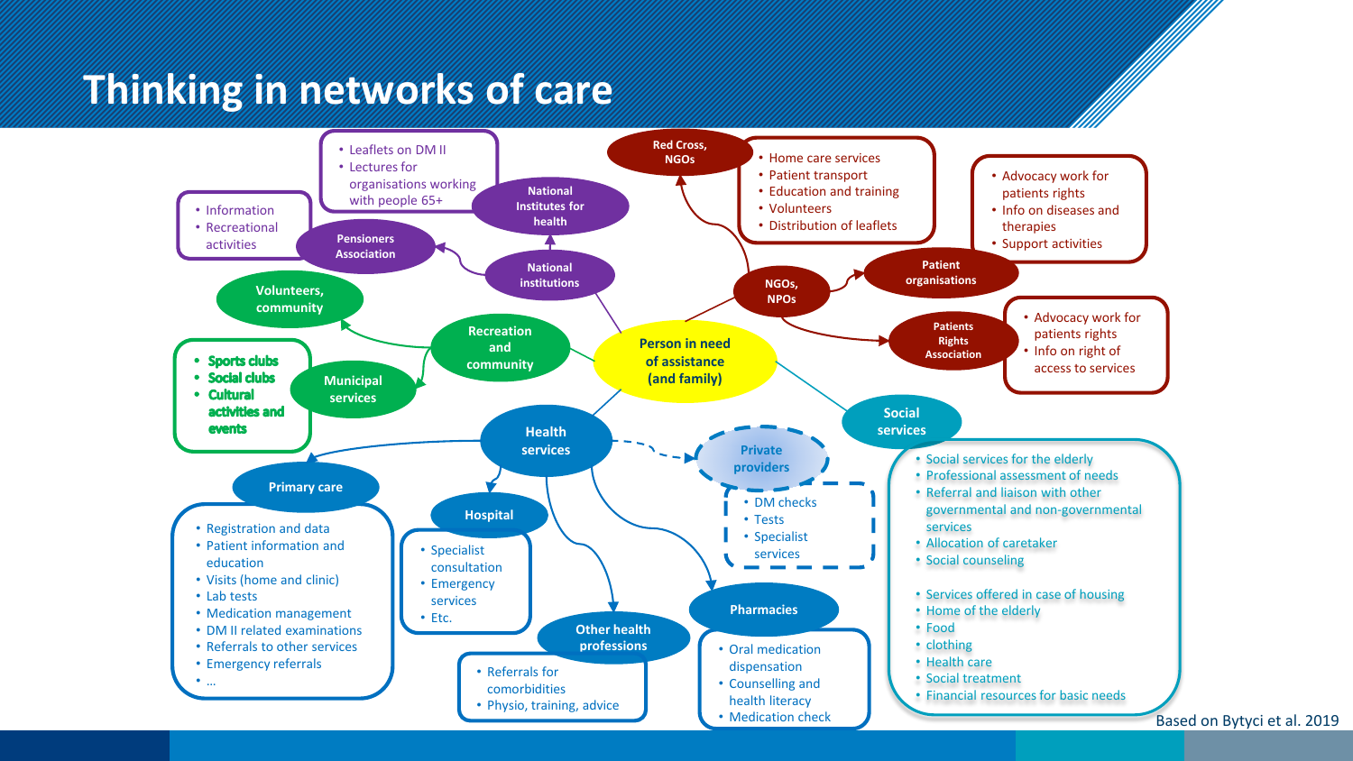# Thinking in networks of care

**Person in need of assistance (and family)**

## National institutions

### National Institutes for health
- Leaflets on DM II
- Lectures for organisations working with people 65+

### Pensioners Association
- Information
- Recreational activities

## Recreation and community

### Volunteers, community

### Municipal services
- **Sports clubs**
- **Social clubs**
- **Cultural activities and events**

## NGOs, NPOs

### Red Cross, NGOs
- Home care services
- Patient transport
- Education and training
- Volunteers
- Distribution of leaflets

### Patient organisations
- Advocacy work for patients rights
- Info on diseases and therapies
- Support activities

### Patients Rights Association
- Advocacy work for patients rights
- Info on right of access to services

## Social services
- Social services for the elderly
- Professional assessment of needs
- Referral and liaison with other governmental and non-governmental services
- Allocation of caretaker
- Social counseling

- Services offered in case of housing
- Home of the elderly
- Food
- clothing
- Health care
- Social treatment
- Financial resources for basic needs

## Health services

### Primary care
- Registration and data
- Patient information and education
- Visits (home and clinic)
- Lab tests
- Medication management
- DM II related examinations
- Referrals to other services
- Emergency referrals
- ...

### Hospital
- Specialist consultation
- Emergency services
- Etc.

### Other health professions
- Referrals for comorbidities
- Physio, training, advice

### Pharmacies
- Oral medication dispensation
- Counselling and health literacy
- Medication check

### Private providers
- DM checks
- Tests
- Specialist services

Based on Bytyci et al. 2019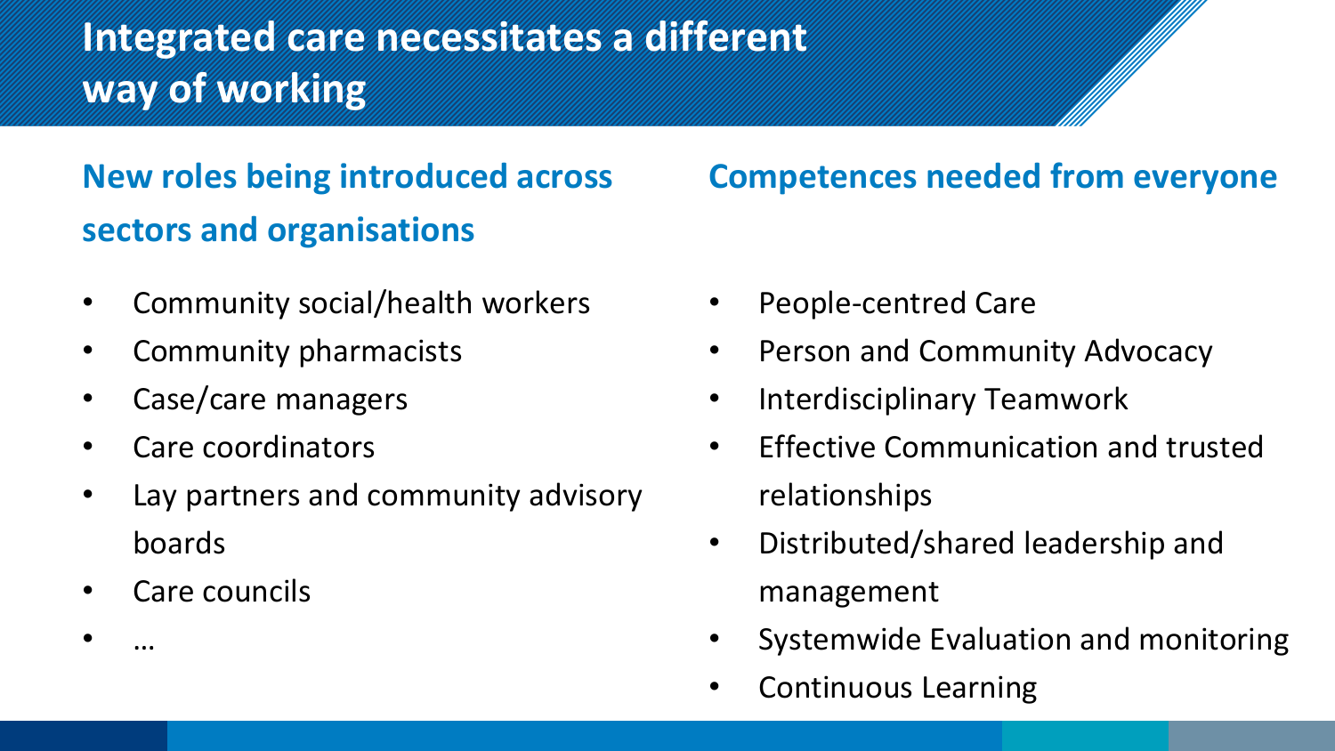# Integrated care necessitates a different way of working

## New roles being introduced across sectors and organisations

- Community social/health workers
- Community pharmacists
- Case/care managers
- Care coordinators
- Lay partners and community advisory boards
- Care councils
- …

## Competences needed from everyone

- People-centred Care
- Person and Community Advocacy
- Interdisciplinary Teamwork
- Effective Communication and trusted relationships
- Distributed/shared leadership and management
- Systemwide Evaluation and monitoring
- Continuous Learning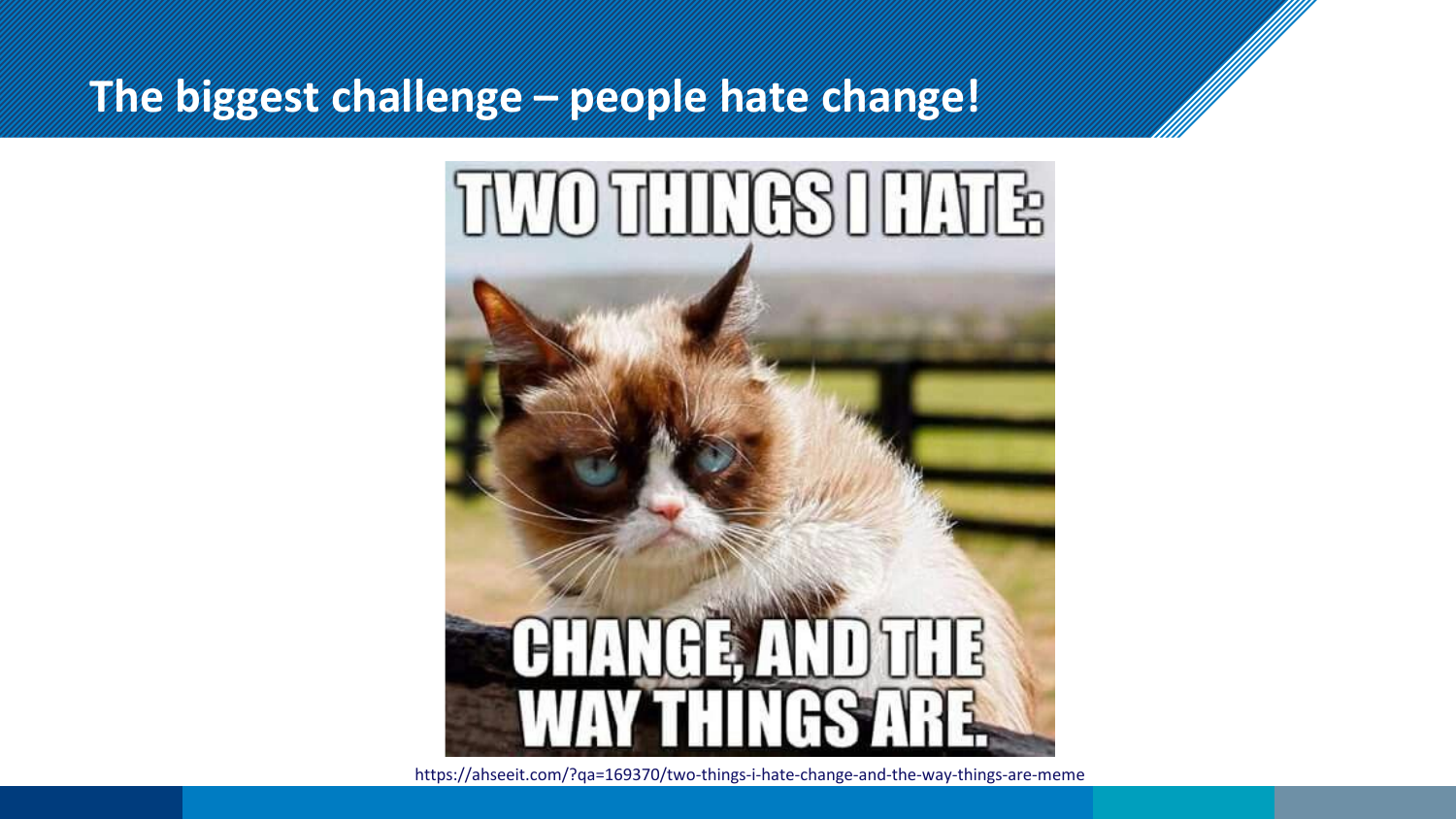## The biggest challenge – people hate change!

TWO THINGS I HATE:

CHANGE, AND THE WAY THINGS ARE.

https://ahseeit.com/?qa=169370/two-things-i-hate-change-and-the-way-things-are-meme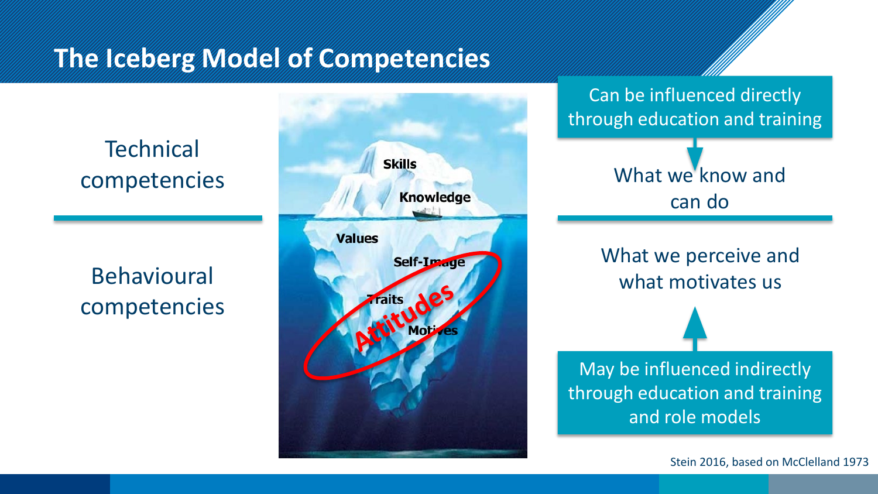# The Iceberg Model of Competencies

Technical competencies

Behavioural competencies

Skills

Knowledge

Values

Self-Image

Traits

Motives

Attitudes

Can be influenced directly through education and training

What we know and can do

What we perceive and what motivates us

May be influenced indirectly through education and training and role models

Stein 2016, based on McClelland 1973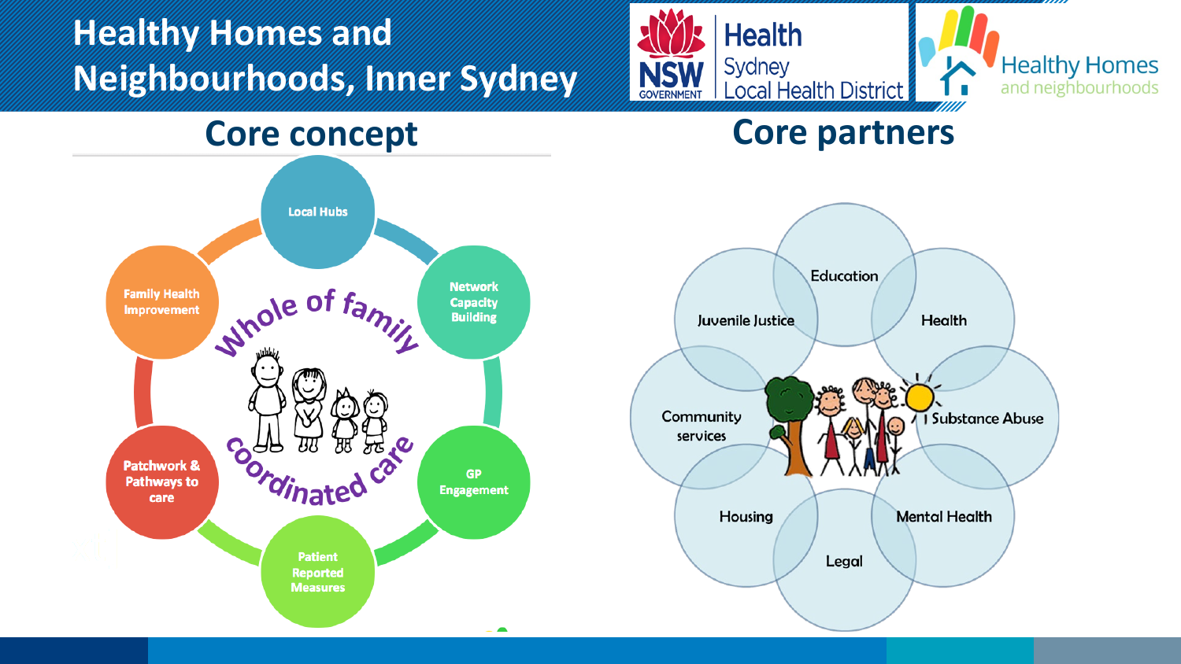# Healthy Homes and Neighbourhoods, Inner Sydney

Health
Sydney
Local Health District

Healthy Homes and neighbourhoods

## Core concept

Whole of family coordinated care

- Local Hubs
- Network Capacity Building
- GP Engagement
- Patient Reported Measures
- Patchwork & Pathways to care
- Family Health Improvement

## Core partners

- Education
- Health
- Substance Abuse
- Mental Health
- Legal
- Housing
- Community services
- Juvenile Justice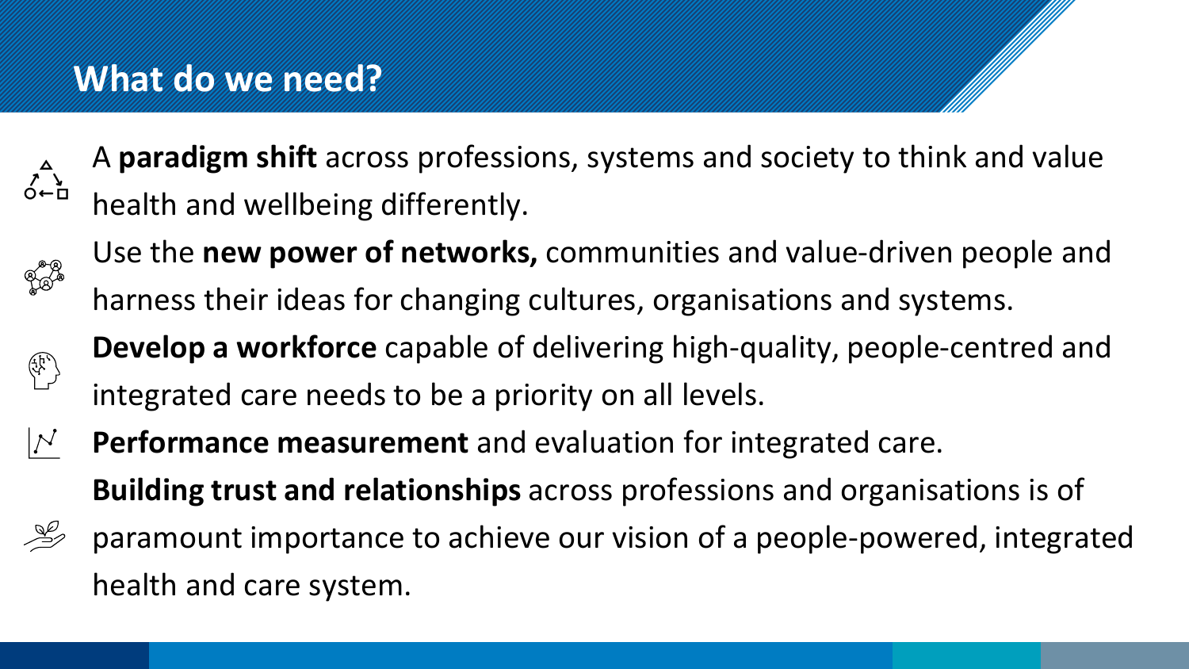## What do we need?

- A **paradigm shift** across professions, systems and society to think and value health and wellbeing differently.
- Use the **new power of networks,** communities and value-driven people and harness their ideas for changing cultures, organisations and systems.
- **Develop a workforce** capable of delivering high-quality, people-centred and integrated care needs to be a priority on all levels.
- **Performance measurement** and evaluation for integrated care.
- **Building trust and relationships** across professions and organisations is of paramount importance to achieve our vision of a people-powered, integrated health and care system.